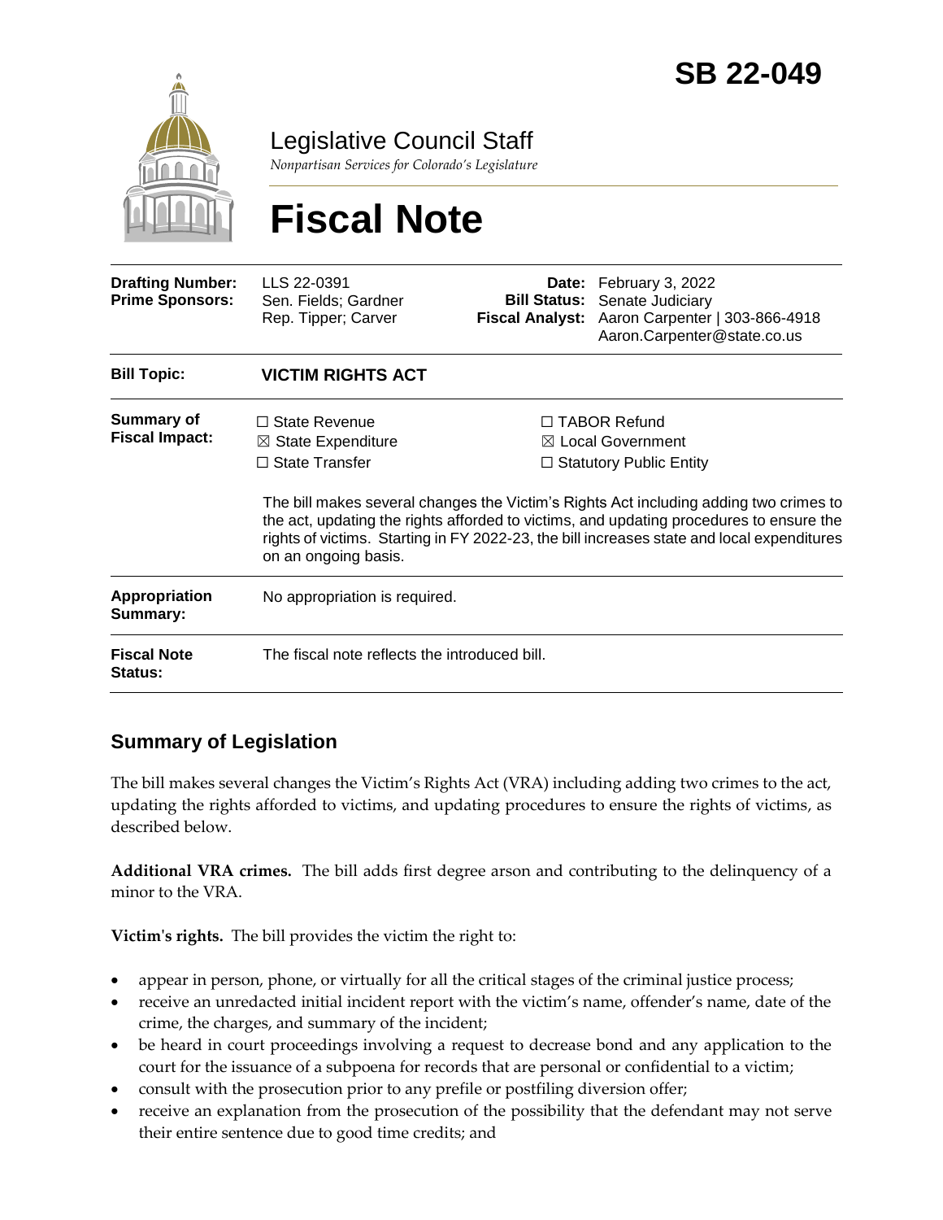# SB 22-049

## Legislative Council Staff

*Nonpartisan Services for Colorado's Legislature*

# Fiscal Note

| | | | |
|---|---|---|---|
| **Drafting Number:** | LLS 22-0391 | **Date:** | February 3, 2022 |
| **Prime Sponsors:** | Sen. Fields; Gardner<br>Rep. Tipper; Carver | **Bill Status:** | Senate Judiciary |
| | | **Fiscal Analyst:** | Aaron Carpenter \| 303-866-4918<br>Aaron.Carpenter@state.co.us |

| | |
|---|---|
| **Bill Topic:** | **VICTIM RIGHTS ACT** |
| **Summary of Fiscal Impact:** | ☐ State Revenue<br>☒ State Expenditure<br>☐ State Transfer<br>☐ TABOR Refund<br>☒ Local Government<br>☐ Statutory Public Entity<br><br>The bill makes several changes the Victim's Rights Act including adding two crimes to the act, updating the rights afforded to victims, and updating procedures to ensure the rights of victims. Starting in FY 2022-23, the bill increases state and local expenditures on an ongoing basis. |
| **Appropriation Summary:** | No appropriation is required. |
| **Fiscal Note Status:** | The fiscal note reflects the introduced bill. |

## Summary of Legislation

The bill makes several changes the Victim's Rights Act (VRA) including adding two crimes to the act, updating the rights afforded to victims, and updating procedures to ensure the rights of victims, as described below.

**Additional VRA crimes.** The bill adds first degree arson and contributing to the delinquency of a minor to the VRA.

**Victim's rights.** The bill provides the victim the right to:

- appear in person, phone, or virtually for all the critical stages of the criminal justice process;
- receive an unredacted initial incident report with the victim's name, offender's name, date of the crime, the charges, and summary of the incident;
- be heard in court proceedings involving a request to decrease bond and any application to the court for the issuance of a subpoena for records that are personal or confidential to a victim;
- consult with the prosecution prior to any prefile or postfiling diversion offer;
- receive an explanation from the prosecution of the possibility that the defendant may not serve their entire sentence due to good time credits; and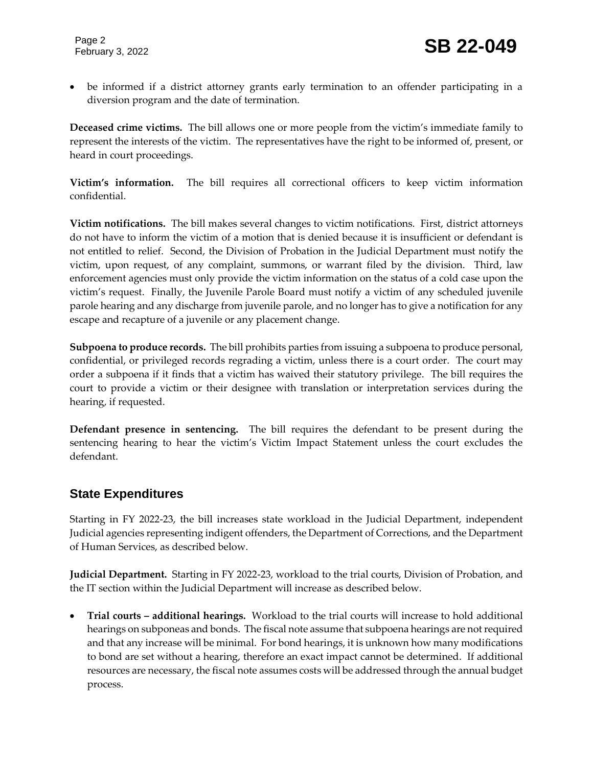- be informed if a district attorney grants early termination to an offender participating in a diversion program and the date of termination.

**Deceased crime victims.** The bill allows one or more people from the victim's immediate family to represent the interests of the victim. The representatives have the right to be informed of, present, or heard in court proceedings.

**Victim's information.** The bill requires all correctional officers to keep victim information confidential.

**Victim notifications.** The bill makes several changes to victim notifications. First, district attorneys do not have to inform the victim of a motion that is denied because it is insufficient or defendant is not entitled to relief. Second, the Division of Probation in the Judicial Department must notify the victim, upon request, of any complaint, summons, or warrant filed by the division. Third, law enforcement agencies must only provide the victim information on the status of a cold case upon the victim's request. Finally, the Juvenile Parole Board must notify a victim of any scheduled juvenile parole hearing and any discharge from juvenile parole, and no longer has to give a notification for any escape and recapture of a juvenile or any placement change.

**Subpoena to produce records.** The bill prohibits parties from issuing a subpoena to produce personal, confidential, or privileged records regrading a victim, unless there is a court order. The court may order a subpoena if it finds that a victim has waived their statutory privilege. The bill requires the court to provide a victim or their designee with translation or interpretation services during the hearing, if requested.

**Defendant presence in sentencing.** The bill requires the defendant to be present during the sentencing hearing to hear the victim's Victim Impact Statement unless the court excludes the defendant.

## State Expenditures

Starting in FY 2022-23, the bill increases state workload in the Judicial Department, independent Judicial agencies representing indigent offenders, the Department of Corrections, and the Department of Human Services, as described below.

**Judicial Department.** Starting in FY 2022-23, workload to the trial courts, Division of Probation, and the IT section within the Judicial Department will increase as described below.

- **Trial courts – additional hearings.** Workload to the trial courts will increase to hold additional hearings on subponeas and bonds. The fiscal note assume that subpoena hearings are not required and that any increase will be minimal. For bond hearings, it is unknown how many modifications to bond are set without a hearing, therefore an exact impact cannot be determined. If additional resources are necessary, the fiscal note assumes costs will be addressed through the annual budget process.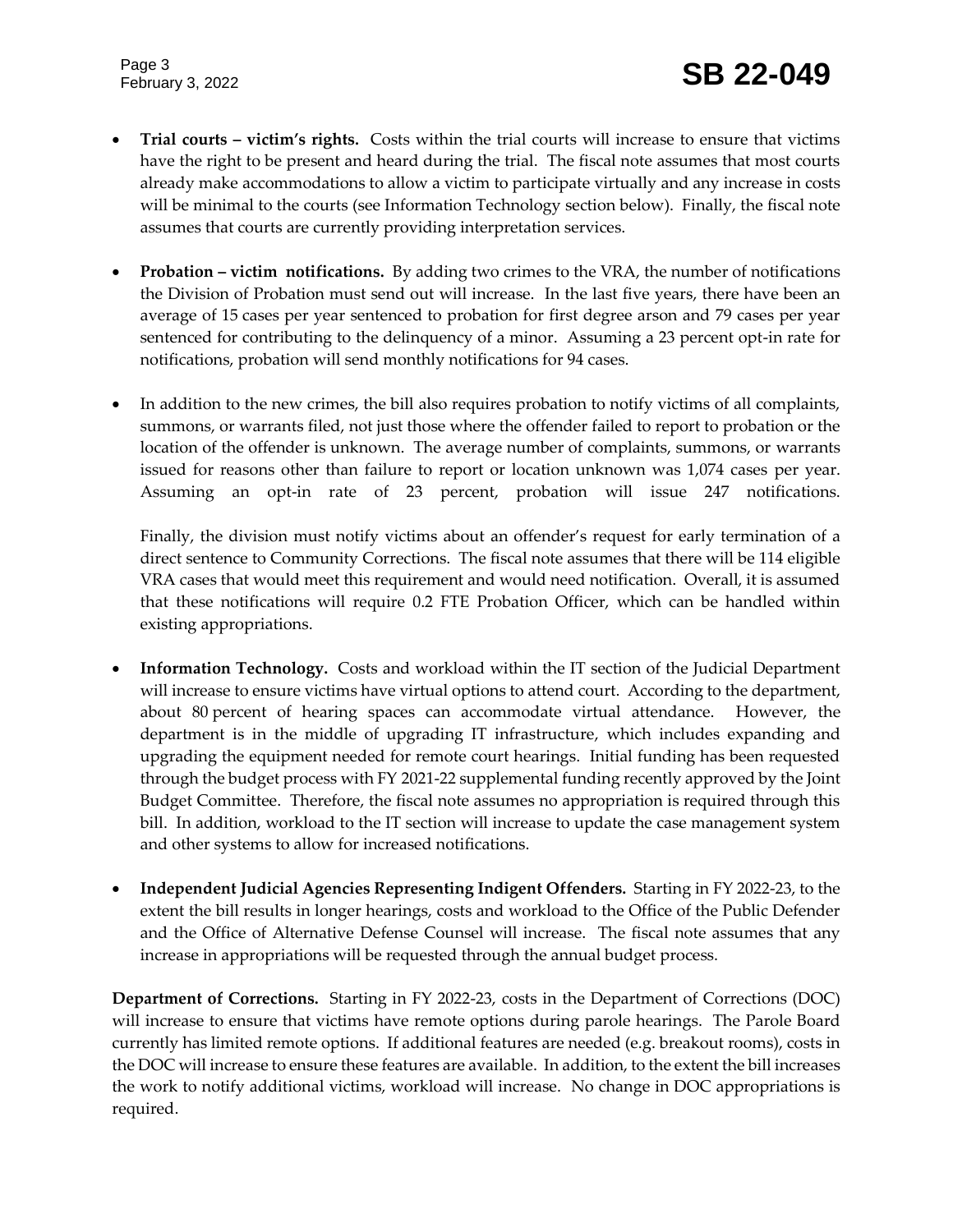- **Trial courts – victim's rights.** Costs within the trial courts will increase to ensure that victims have the right to be present and heard during the trial. The fiscal note assumes that most courts already make accommodations to allow a victim to participate virtually and any increase in costs will be minimal to the courts (see Information Technology section below). Finally, the fiscal note assumes that courts are currently providing interpretation services.

- **Probation – victim notifications.** By adding two crimes to the VRA, the number of notifications the Division of Probation must send out will increase. In the last five years, there have been an average of 15 cases per year sentenced to probation for first degree arson and 79 cases per year sentenced for contributing to the delinquency of a minor. Assuming a 23 percent opt-in rate for notifications, probation will send monthly notifications for 94 cases.

- In addition to the new crimes, the bill also requires probation to notify victims of all complaints, summons, or warrants filed, not just those where the offender failed to report to probation or the location of the offender is unknown. The average number of complaints, summons, or warrants issued for reasons other than failure to report or location unknown was 1,074 cases per year. Assuming an opt-in rate of 23 percent, probation will issue 247 notifications.

  Finally, the division must notify victims about an offender's request for early termination of a direct sentence to Community Corrections. The fiscal note assumes that there will be 114 eligible VRA cases that would meet this requirement and would need notification. Overall, it is assumed that these notifications will require 0.2 FTE Probation Officer, which can be handled within existing appropriations.

- **Information Technology.** Costs and workload within the IT section of the Judicial Department will increase to ensure victims have virtual options to attend court. According to the department, about 80 percent of hearing spaces can accommodate virtual attendance. However, the department is in the middle of upgrading IT infrastructure, which includes expanding and upgrading the equipment needed for remote court hearings. Initial funding has been requested through the budget process with FY 2021-22 supplemental funding recently approved by the Joint Budget Committee. Therefore, the fiscal note assumes no appropriation is required through this bill. In addition, workload to the IT section will increase to update the case management system and other systems to allow for increased notifications.

- **Independent Judicial Agencies Representing Indigent Offenders.** Starting in FY 2022-23, to the extent the bill results in longer hearings, costs and workload to the Office of the Public Defender and the Office of Alternative Defense Counsel will increase. The fiscal note assumes that any increase in appropriations will be requested through the annual budget process.

**Department of Corrections.** Starting in FY 2022-23, costs in the Department of Corrections (DOC) will increase to ensure that victims have remote options during parole hearings. The Parole Board currently has limited remote options. If additional features are needed (e.g. breakout rooms), costs in the DOC will increase to ensure these features are available. In addition, to the extent the bill increases the work to notify additional victims, workload will increase. No change in DOC appropriations is required.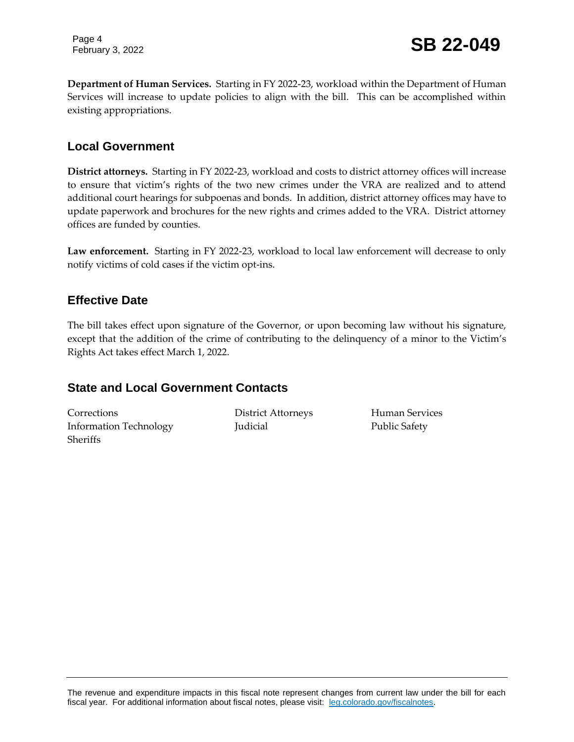**Department of Human Services.** Starting in FY 2022-23, workload within the Department of Human Services will increase to update policies to align with the bill. This can be accomplished within existing appropriations.

## Local Government

**District attorneys.** Starting in FY 2022-23, workload and costs to district attorney offices will increase to ensure that victim's rights of the two new crimes under the VRA are realized and to attend additional court hearings for subpoenas and bonds. In addition, district attorney offices may have to update paperwork and brochures for the new rights and crimes added to the VRA. District attorney offices are funded by counties.

**Law enforcement.** Starting in FY 2022-23, workload to local law enforcement will decrease to only notify victims of cold cases if the victim opt-ins.

## Effective Date

The bill takes effect upon signature of the Governor, or upon becoming law without his signature, except that the addition of the crime of contributing to the delinquency of a minor to the Victim's Rights Act takes effect March 1, 2022.

## State and Local Government Contacts

| | | |
|---|---|---|
| Corrections | District Attorneys | Human Services |
| Information Technology | Judicial | Public Safety |
| Sheriffs | | |

The revenue and expenditure impacts in this fiscal note represent changes from current law under the bill for each fiscal year. For additional information about fiscal notes, please visit: leg.colorado.gov/fiscalnotes.